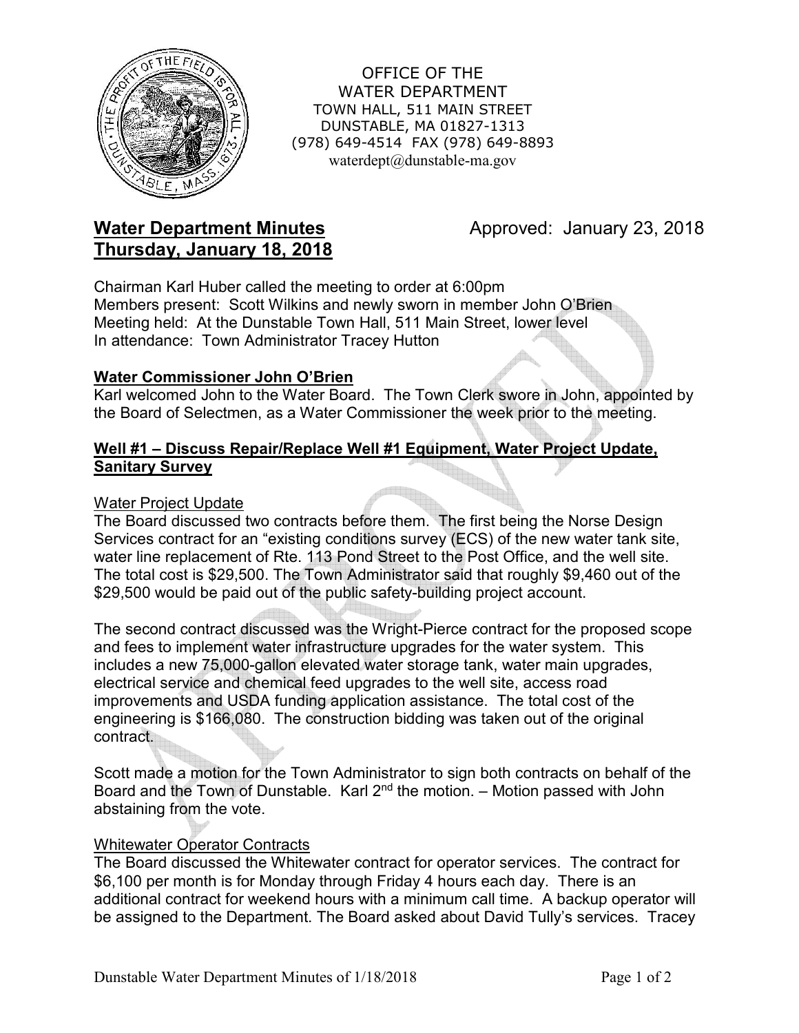OFFICE OF THE
WATER DEPARTMENT
TOWN HALL, 511 MAIN STREET
DUNSTABLE, MA 01827-1313
(978) 649-4514 FAX (978) 649-8893
waterdept@dunstable-ma.gov

# Water Department Minutes
# Thursday, January 18, 2018

Approved: January 23, 2018

Chairman Karl Huber called the meeting to order at 6:00pm
Members present: Scott Wilkins and newly sworn in member John O'Brien
Meeting held: At the Dunstable Town Hall, 511 Main Street, lower level
In attendance: Town Administrator Tracey Hutton

## Water Commissioner John O'Brien

Karl welcomed John to the Water Board. The Town Clerk swore in John, appointed by the Board of Selectmen, as a Water Commissioner the week prior to the meeting.

## Well #1 – Discuss Repair/Replace Well #1 Equipment, Water Project Update, Sanitary Survey

### Water Project Update

The Board discussed two contracts before them. The first being the Norse Design Services contract for an "existing conditions survey (ECS) of the new water tank site, water line replacement of Rte. 113 Pond Street to the Post Office, and the well site. The total cost is $29,500. The Town Administrator said that roughly $9,460 out of the $29,500 would be paid out of the public safety-building project account.

The second contract discussed was the Wright-Pierce contract for the proposed scope and fees to implement water infrastructure upgrades for the water system. This includes a new 75,000-gallon elevated water storage tank, water main upgrades, electrical service and chemical feed upgrades to the well site, access road improvements and USDA funding application assistance. The total cost of the engineering is $166,080. The construction bidding was taken out of the original contract.

Scott made a motion for the Town Administrator to sign both contracts on behalf of the Board and the Town of Dunstable. Karl 2nd the motion. – Motion passed with John abstaining from the vote.

### Whitewater Operator Contracts

The Board discussed the Whitewater contract for operator services. The contract for $6,100 per month is for Monday through Friday 4 hours each day. There is an additional contract for weekend hours with a minimum call time. A backup operator will be assigned to the Department. The Board asked about David Tully's services. Tracey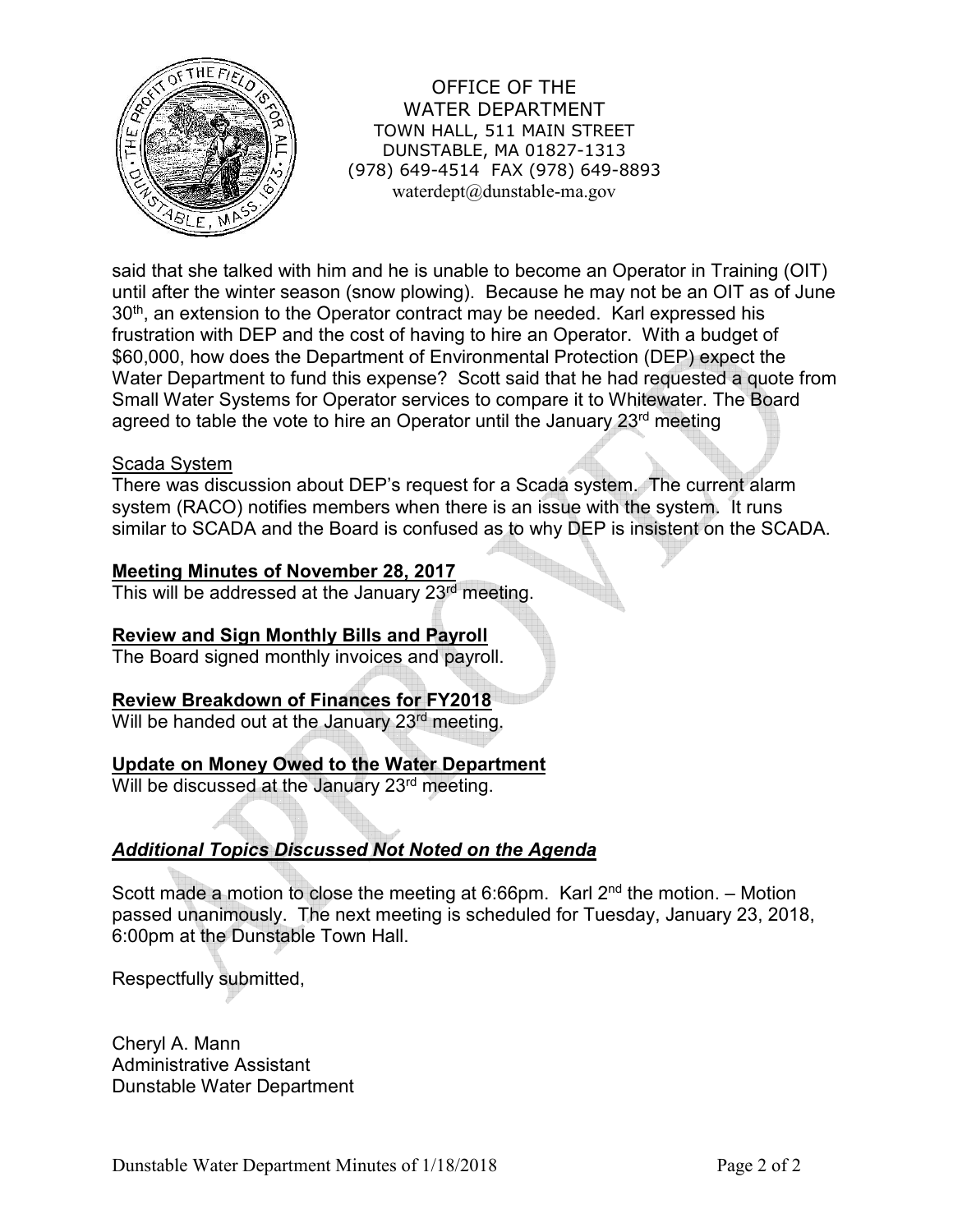OFFICE OF THE
WATER DEPARTMENT
TOWN HALL, 511 MAIN STREET
DUNSTABLE, MA 01827-1313
(978) 649-4514 FAX (978) 649-8893
waterdept@dunstable-ma.gov

said that she talked with him and he is unable to become an Operator in Training (OIT) until after the winter season (snow plowing). Because he may not be an OIT as of June 30th, an extension to the Operator contract may be needed. Karl expressed his frustration with DEP and the cost of having to hire an Operator. With a budget of $60,000, how does the Department of Environmental Protection (DEP) expect the Water Department to fund this expense? Scott said that he had requested a quote from Small Water Systems for Operator services to compare it to Whitewater. The Board agreed to table the vote to hire an Operator until the January 23rd meeting

Scada System

There was discussion about DEP's request for a Scada system. The current alarm system (RACO) notifies members when there is an issue with the system. It runs similar to SCADA and the Board is confused as to why DEP is insistent on the SCADA.

**Meeting Minutes of November 28, 2017**

This will be addressed at the January 23rd meeting.

**Review and Sign Monthly Bills and Payroll**

The Board signed monthly invoices and payroll.

**Review Breakdown of Finances for FY2018**

Will be handed out at the January 23rd meeting.

**Update on Money Owed to the Water Department**

Will be discussed at the January 23rd meeting.

***Additional Topics Discussed Not Noted on the Agenda***

Scott made a motion to close the meeting at 6:66pm. Karl 2nd the motion. – Motion passed unanimously. The next meeting is scheduled for Tuesday, January 23, 2018, 6:00pm at the Dunstable Town Hall.

Respectfully submitted,

Cheryl A. Mann
Administrative Assistant
Dunstable Water Department